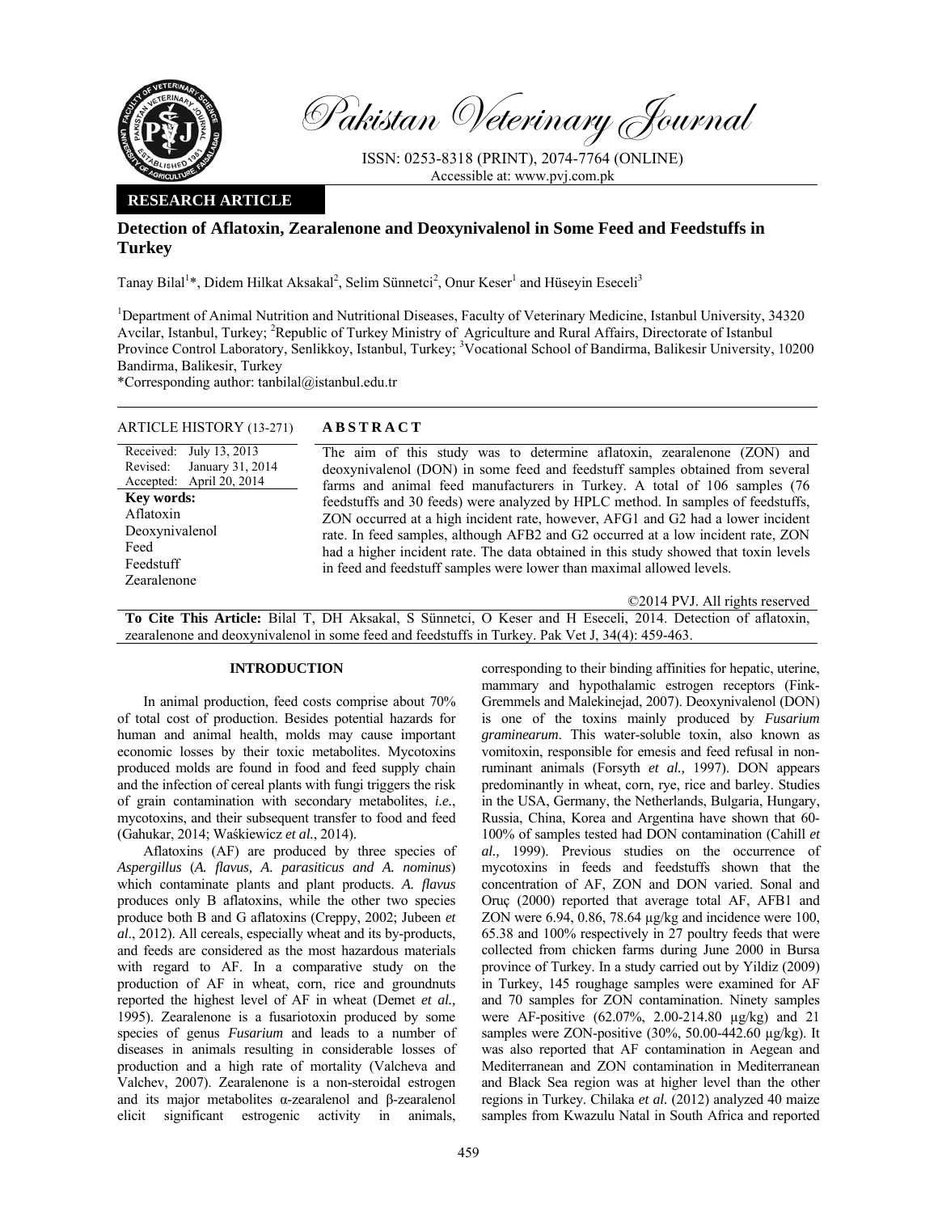# Pakistan Veterinary Journal

ISSN: 0253-8318 (PRINT), 2074-7764 (ONLINE)
Accessible at: www.pvj.com.pk

**RESEARCH ARTICLE**

## Detection of Aflatoxin, Zearalenone and Deoxynivalenol in Some Feed and Feedstuffs in Turkey

Tanay Bilal[1]*, Didem Hilkat Aksakal[2], Selim Sünnetci[2], Onur Keser[1] and Hüseyin Eseceli[3]

[1]Department of Animal Nutrition and Nutritional Diseases, Faculty of Veterinary Medicine, Istanbul University, 34320 Avcilar, Istanbul, Turkey; [2]Republic of Turkey Ministry of Agriculture and Rural Affairs, Directorate of Istanbul Province Control Laboratory, Senlikkoy, Istanbul, Turkey; [3]Vocational School of Bandirma, Balikesir University, 10200 Bandirma, Balikesir, Turkey

*Corresponding author: tanbilal@istanbul.edu.tr

**ARTICLE HISTORY** (13-271)

Received: July 13, 2013
Revised: January 31, 2014
Accepted: April 20, 2014

**Key words:**
Aflatoxin
Deoxynivalenol
Feed
Feedstuff
Zearalenone

**A B S T R A C T**

The aim of this study was to determine aflatoxin, zearalenone (ZON) and deoxynivalenol (DON) in some feed and feedstuff samples obtained from several farms and animal feed manufacturers in Turkey. A total of 106 samples (76 feedstuffs and 30 feeds) were analyzed by HPLC method. In samples of feedstuffs, ZON occurred at a high incident rate, however, AFG1 and G2 had a lower incident rate. In feed samples, although AFB2 and G2 occurred at a low incident rate, ZON had a higher incident rate. The data obtained in this study showed that toxin levels in feed and feedstuff samples were lower than maximal allowed levels.

©2014 PVJ. All rights reserved

**To Cite This Article:** Bilal T, DH Aksakal, S Sünnetci, O Keser and H Eseceli, 2014. Detection of aflatoxin, zearalenone and deoxynivalenol in some feed and feedstuffs in Turkey. Pak Vet J, 34(4): 459-463.

## INTRODUCTION

In animal production, feed costs comprise about 70% of total cost of production. Besides potential hazards for human and animal health, molds may cause important economic losses by their toxic metabolites. Mycotoxins produced molds are found in food and feed supply chain and the infection of cereal plants with fungi triggers the risk of grain contamination with secondary metabolites, *i.e.*, mycotoxins, and their subsequent transfer to food and feed (Gahukar, 2014; Waśkiewicz *et al.*, 2014).

Aflatoxins (AF) are produced by three species of *Aspergillus* (*A. flavus, A. parasiticus and A. nominus*) which contaminate plants and plant products. *A. flavus* produces only B aflatoxins, while the other two species produce both B and G aflatoxins (Creppy, 2002; Jubeen *et al*., 2012). All cereals, especially wheat and its by-products, and feeds are considered as the most hazardous materials with regard to AF. In a comparative study on the production of AF in wheat, corn, rice and groundnuts reported the highest level of AF in wheat (Demet *et al.,* 1995). Zearalenone is a fusariotoxin produced by some species of genus *Fusarium* and leads to a number of diseases in animals resulting in considerable losses of production and a high rate of mortality (Valcheva and Valchev, 2007). Zearalenone is a non-steroidal estrogen and its major metabolites α-zearalenol and β-zearalenol elicit significant estrogenic activity in animals, corresponding to their binding affinities for hepatic, uterine, mammary and hypothalamic estrogen receptors (Fink-Gremmels and Malekinejad, 2007). Deoxynivalenol (DON) is one of the toxins mainly produced by *Fusarium graminearum*. This water-soluble toxin, also known as vomitoxin, responsible for emesis and feed refusal in non-ruminant animals (Forsyth *et al.,* 1997). DON appears predominantly in wheat, corn, rye, rice and barley. Studies in the USA, Germany, the Netherlands, Bulgaria, Hungary, Russia, China, Korea and Argentina have shown that 60-100% of samples tested had DON contamination (Cahill *et al.,* 1999). Previous studies on the occurrence of mycotoxins in feeds and feedstuffs shown that the concentration of AF, ZON and DON varied. Sonal and Oruç (2000) reported that average total AF, AFB1 and ZON were 6.94, 0.86, 78.64 µg/kg and incidence were 100, 65.38 and 100% respectively in 27 poultry feeds that were collected from chicken farms during June 2000 in Bursa province of Turkey. In a study carried out by Yildiz (2009) in Turkey, 145 roughage samples were examined for AF and 70 samples for ZON contamination. Ninety samples were AF-positive (62.07%, 2.00-214.80 µg/kg) and 21 samples were ZON-positive (30%, 50.00-442.60 µg/kg). It was also reported that AF contamination in Aegean and Mediterranean and ZON contamination in Mediterranean and Black Sea region was at higher level than the other regions in Turkey. Chilaka *et al.* (2012) analyzed 40 maize samples from Kwazulu Natal in South Africa and reported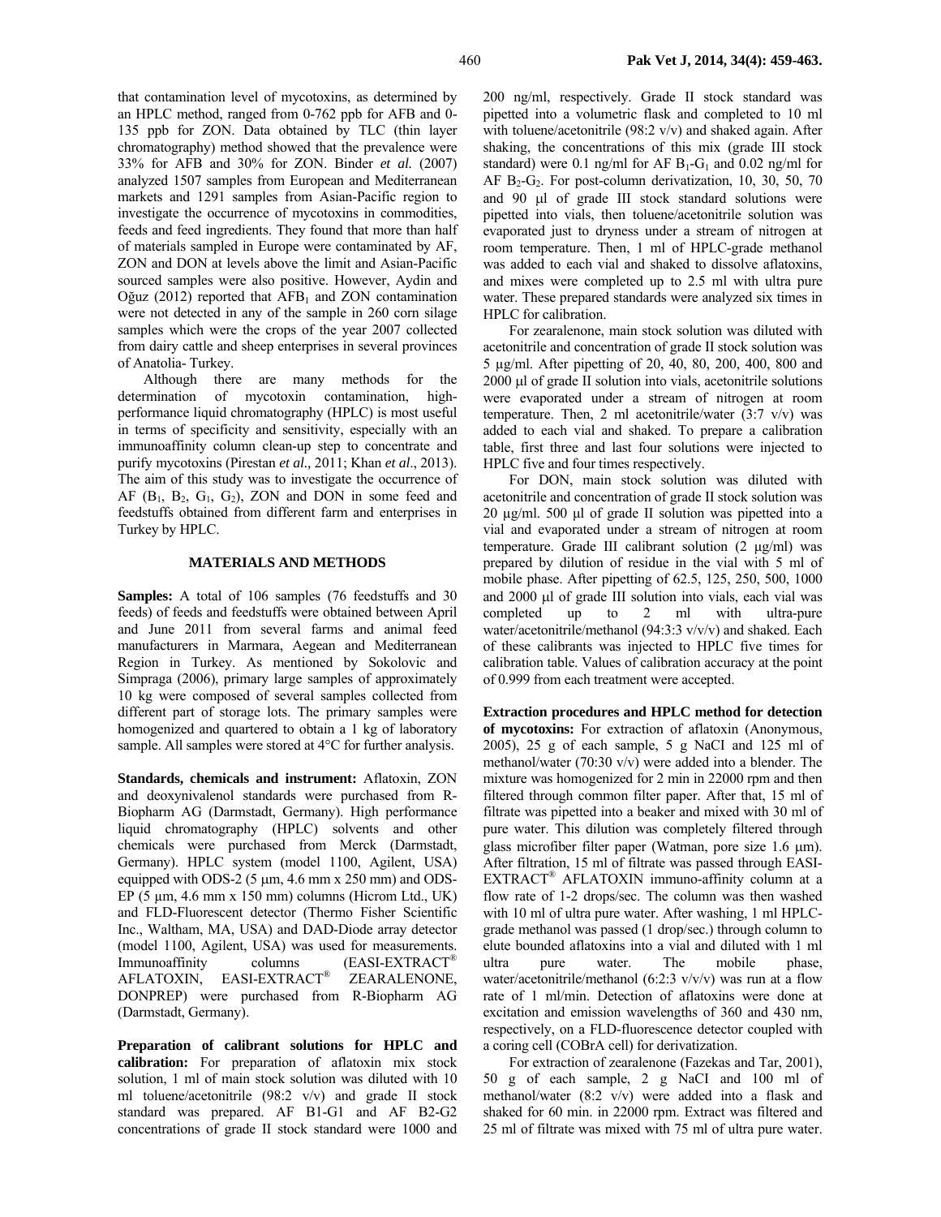that contamination level of mycotoxins, as determined by an HPLC method, ranged from 0-762 ppb for AFB and 0-135 ppb for ZON. Data obtained by TLC (thin layer chromatography) method showed that the prevalence were 33% for AFB and 30% for ZON. Binder *et al.* (2007) analyzed 1507 samples from European and Mediterranean markets and 1291 samples from Asian-Pacific region to investigate the occurrence of mycotoxins in commodities, feeds and feed ingredients. They found that more than half of materials sampled in Europe were contaminated by AF, ZON and DON at levels above the limit and Asian-Pacific sourced samples were also positive. However, Aydin and Oğuz (2012) reported that $AFB_1$ and ZON contamination were not detected in any of the sample in 260 corn silage samples which were the crops of the year 2007 collected from dairy cattle and sheep enterprises in several provinces of Anatolia- Turkey.

Although there are many methods for the determination of mycotoxin contamination, high-performance liquid chromatography (HPLC) is most useful in terms of specificity and sensitivity, especially with an immunoaffinity column clean-up step to concentrate and purify mycotoxins (Pirestan *et al.,* 2011; Khan *et al*., 2013). The aim of this study was to investigate the occurrence of AF ($B_1$, $B_2$, $G_1$, $G_2$), ZON and DON in some feed and feedstuffs obtained from different farm and enterprises in Turkey by HPLC.

## MATERIALS AND METHODS

**Samples:** A total of 106 samples (76 feedstuffs and 30 feeds) of feeds and feedstuffs were obtained between April and June 2011 from several farms and animal feed manufacturers in Marmara, Aegean and Mediterranean Region in Turkey. As mentioned by Sokolovic and Simpraga (2006), primary large samples of approximately 10 kg were composed of several samples collected from different part of storage lots. The primary samples were homogenized and quartered to obtain a 1 kg of laboratory sample. All samples were stored at 4°C for further analysis.

**Standards, chemicals and instrument:** Aflatoxin, ZON and deoxynivalenol standards were purchased from R-Biopharm AG (Darmstadt, Germany). High performance liquid chromatography (HPLC) solvents and other chemicals were purchased from Merck (Darmstadt, Germany). HPLC system (model 1100, Agilent, USA) equipped with ODS-2 (5 µm, 4.6 mm x 250 mm) and ODS-EP (5 µm, 4.6 mm x 150 mm) columns (Hicrom Ltd., UK) and FLD-Fluorescent detector (Thermo Fisher Scientific Inc., Waltham, MA, USA) and DAD-Diode array detector (model 1100, Agilent, USA) was used for measurements. Immunoaffinity columns (EASI-EXTRACT® AFLATOXIN, EASI-EXTRACT® ZEARALENONE, DONPREP) were purchased from R-Biopharm AG (Darmstadt, Germany).

**Preparation of calibrant solutions for HPLC and calibration:** For preparation of aflatoxin mix stock solution, 1 ml of main stock solution was diluted with 10 ml toluene/acetonitrile (98:2 v/v) and grade II stock standard was prepared. AF B1-G1 and AF B2-G2 concentrations of grade II stock standard were 1000 and 200 ng/ml, respectively. Grade II stock standard was pipetted into a volumetric flask and completed to 10 ml with toluene/acetonitrile (98:2 v/v) and shaked again. After shaking, the concentrations of this mix (grade III stock standard) were 0.1 ng/ml for AF $B_1$-$G_1$ and 0.02 ng/ml for AF $B_2$-$G_2$. For post-column derivatization, 10, 30, 50, 70 and 90 µl of grade III stock standard solutions were pipetted into vials, then toluene/acetonitrile solution was evaporated just to dryness under a stream of nitrogen at room temperature. Then, 1 ml of HPLC-grade methanol was added to each vial and shaked to dissolve aflatoxins, and mixes were completed up to 2.5 ml with ultra pure water. These prepared standards were analyzed six times in HPLC for calibration.

For zearalenone, main stock solution was diluted with acetonitrile and concentration of grade II stock solution was 5 µg/ml. After pipetting of 20, 40, 80, 200, 400, 800 and 2000 µl of grade II solution into vials, acetonitrile solutions were evaporated under a stream of nitrogen at room temperature. Then, 2 ml acetonitrile/water (3:7 v/v) was added to each vial and shaked. To prepare a calibration table, first three and last four solutions were injected to HPLC five and four times respectively.

For DON, main stock solution was diluted with acetonitrile and concentration of grade II stock solution was 20 µg/ml. 500 µl of grade II solution was pipetted into a vial and evaporated under a stream of nitrogen at room temperature. Grade III calibrant solution (2 µg/ml) was prepared by dilution of residue in the vial with 5 ml of mobile phase. After pipetting of 62.5, 125, 250, 500, 1000 and 2000 µl of grade III solution into vials, each vial was completed up to 2 ml with ultra-pure water/acetonitrile/methanol (94:3:3 v/v/v) and shaked. Each of these calibrants was injected to HPLC five times for calibration table. Values of calibration accuracy at the point of 0.999 from each treatment were accepted.

**Extraction procedures and HPLC method for detection of mycotoxins:** For extraction of aflatoxin (Anonymous, 2005), 25 g of each sample, 5 g NaCI and 125 ml of methanol/water (70:30 v/v) were added into a blender. The mixture was homogenized for 2 min in 22000 rpm and then filtered through common filter paper. After that, 15 ml of filtrate was pipetted into a beaker and mixed with 30 ml of pure water. This dilution was completely filtered through glass microfiber filter paper (Watman, pore size 1.6 µm). After filtration, 15 ml of filtrate was passed through EASI-EXTRACT® AFLATOXIN immuno-affinity column at a flow rate of 1-2 drops/sec. The column was then washed with 10 ml of ultra pure water. After washing, 1 ml HPLC-grade methanol was passed (1 drop/sec.) through column to elute bounded aflatoxins into a vial and diluted with 1 ml ultra pure water. The mobile phase, water/acetonitrile/methanol (6:2:3 v/v/v) was run at a flow rate of 1 ml/min. Detection of aflatoxins were done at excitation and emission wavelengths of 360 and 430 nm, respectively, on a FLD-fluorescence detector coupled with a coring cell (COBrA cell) for derivatization.

For extraction of zearalenone (Fazekas and Tar, 2001), 50 g of each sample, 2 g NaCI and 100 ml of methanol/water (8:2 v/v) were added into a flask and shaked for 60 min. in 22000 rpm. Extract was filtered and 25 ml of filtrate was mixed with 75 ml of ultra pure water.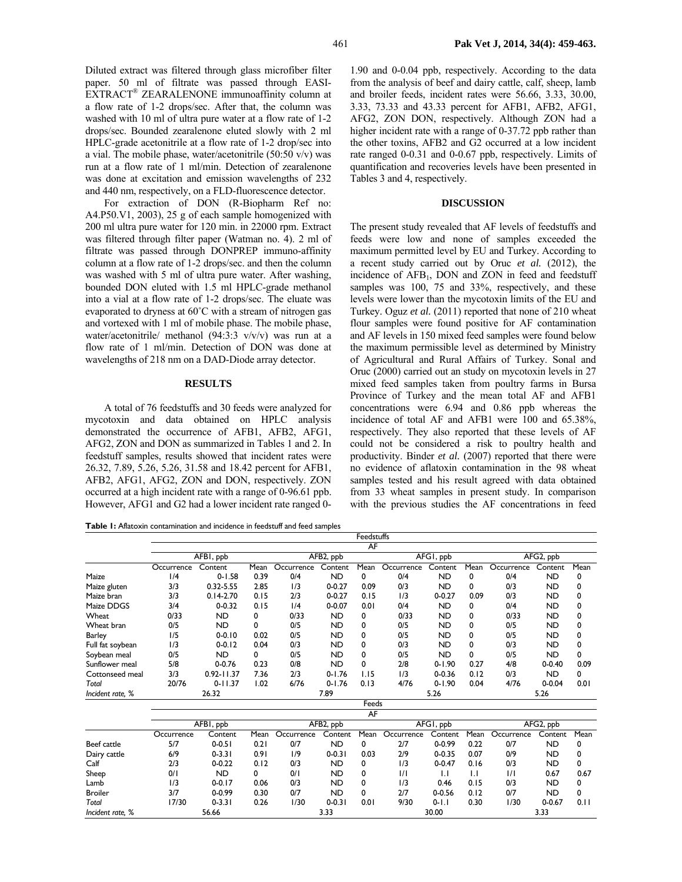Diluted extract was filtered through glass microfiber filter paper. 50 ml of filtrate was passed through EASI-EXTRACT® ZEARALENONE immunoaffinity column at a flow rate of 1-2 drops/sec. After that, the column was washed with 10 ml of ultra pure water at a flow rate of 1-2 drops/sec. Bounded zearalenone eluted slowly with 2 ml HPLC-grade acetonitrile at a flow rate of 1-2 drop/sec into a vial. The mobile phase, water/acetonitrile (50:50 v/v) was run at a flow rate of 1 ml/min. Detection of zearalenone was done at excitation and emission wavelengths of 232 and 440 nm, respectively, on a FLD-fluorescence detector.

For extraction of DON (R-Biopharm Ref no: A4.P50.V1, 2003), 25 g of each sample homogenized with 200 ml ultra pure water for 120 min. in 22000 rpm. Extract was filtered through filter paper (Watman no. 4). 2 ml of filtrate was passed through DONPREP immuno-affinity column at a flow rate of 1-2 drops/sec. and then the column was washed with 5 ml of ultra pure water. After washing, bounded DON eluted with 1.5 ml HPLC-grade methanol into a vial at a flow rate of 1-2 drops/sec. The eluate was evaporated to dryness at 60˚C with a stream of nitrogen gas and vortexed with 1 ml of mobile phase. The mobile phase, water/acetonitrile/ methanol (94:3:3 v/v/v) was run at a flow rate of 1 ml/min. Detection of DON was done at wavelengths of 218 nm on a DAD-Diode array detector.

## RESULTS

A total of 76 feedstuffs and 30 feeds were analyzed for mycotoxin and data obtained on HPLC analysis demonstrated the occurrence of AFB1, AFB2, AFG1, AFG2, ZON and DON as summarized in Tables 1 and 2. In feedstuff samples, results showed that incident rates were 26.32, 7.89, 5.26, 5.26, 31.58 and 18.42 percent for AFB1, AFB2, AFG1, AFG2, ZON and DON, respectively. ZON occurred at a high incident rate with a range of 0-96.61 ppb. However, AFG1 and G2 had a lower incident rate ranged 0-1.90 and 0-0.04 ppb, respectively. According to the data from the analysis of beef and dairy cattle, calf, sheep, lamb and broiler feeds, incident rates were 56.66, 3.33, 30.00, 3.33, 73.33 and 43.33 percent for AFB1, AFB2, AFG1, AFG2, ZON DON, respectively. Although ZON had a higher incident rate with a range of 0-37.72 ppb rather than the other toxins, AFB2 and G2 occurred at a low incident rate ranged 0-0.31 and 0-0.67 ppb, respectively. Limits of quantification and recoveries levels have been presented in Tables 3 and 4, respectively.

## DISCUSSION

The present study revealed that AF levels of feedstuffs and feeds were low and none of samples exceeded the maximum permitted level by EU and Turkey. According to a recent study carried out by Oruc *et al.* (2012), the incidence of $AFB_1$, DON and ZON in feed and feedstuff samples was 100, 75 and 33%, respectively, and these levels were lower than the mycotoxin limits of the EU and Turkey. Oguz *et al.* (2011) reported that none of 210 wheat flour samples were found positive for AF contamination and AF levels in 150 mixed feed samples were found below the maximum permissible level as determined by Ministry of Agricultural and Rural Affairs of Turkey. Sonal and Oruc (2000) carried out an study on mycotoxin levels in 27 mixed feed samples taken from poultry farms in Bursa Province of Turkey and the mean total AF and AFB1 concentrations were 6.94 and 0.86 ppb whereas the incidence of total AF and AFB1 were 100 and 65.38%, respectively. They also reported that these levels of AF could not be considered a risk to poultry health and productivity. Binder *et al.* (2007) reported that there were no evidence of aflatoxin contamination in the 98 wheat samples tested and his result agreed with data obtained from 33 wheat samples in present study. In comparison with the previous studies the AF concentrations in feed

**Table 1:** Aflatoxin contamination and incidence in feedstuff and feed samples

| | Feedstuffs | | | | | | | | | | | |
|---|---|---|---|---|---|---|---|---|---|---|---|---|
| | AF | | | | | | | | | | | |
| | AFB1, ppb | | | AFB2, ppb | | | AFG1, ppb | | | AFG2, ppb | | |
| | Occurrence | Content | Mean | Occurrence | Content | Mean | Occurrence | Content | Mean | Occurrence | Content | Mean |
| Maize | 1/4 | 0-1.58 | 0.39 | 0/4 | ND | 0 | 0/4 | ND | 0 | 0/4 | ND | 0 |
| Maize gluten | 3/3 | 0.32-5.55 | 2.85 | 1/3 | 0-0.27 | 0.09 | 0/3 | ND | 0 | 0/3 | ND | 0 |
| Maize bran | 3/3 | 0.14-2.70 | 0.15 | 2/3 | 0-0.27 | 0.15 | 1/3 | 0-0.27 | 0.09 | 0/3 | ND | 0 |
| Maize DDGS | 3/4 | 0-0.32 | 0.15 | 1/4 | 0-0.07 | 0.01 | 0/4 | ND | 0 | 0/4 | ND | 0 |
| Wheat | 0/33 | ND | 0 | 0/33 | ND | 0 | 0/33 | ND | 0 | 0/33 | ND | 0 |
| Wheat bran | 0/5 | ND | 0 | 0/5 | ND | 0 | 0/5 | ND | 0 | 0/5 | ND | 0 |
| Barley | 1/5 | 0-0.10 | 0.02 | 0/5 | ND | 0 | 0/5 | ND | 0 | 0/5 | ND | 0 |
| Full fat soybean | 1/3 | 0-0.12 | 0.04 | 0/3 | ND | 0 | 0/3 | ND | 0 | 0/3 | ND | 0 |
| Soybean meal | 0/5 | ND | 0 | 0/5 | ND | 0 | 0/5 | ND | 0 | 0/5 | ND | 0 |
| Sunflower meal | 5/8 | 0-0.76 | 0.23 | 0/8 | ND | 0 | 2/8 | 0-1.90 | 0.27 | 4/8 | 0-0.40 | 0.09 |
| Cottonseed meal | 3/3 | 0.92-11.37 | 7.36 | 2/3 | 0-1.76 | 1.15 | 1/3 | 0-0.36 | 0.12 | 0/3 | ND | 0 |
| Total | 20/76 | 0-11.37 | 1.02 | 6/76 | 0-1.76 | 0.13 | 4/76 | 0-1.90 | 0.04 | 4/76 | 0-0.04 | 0.01 |
| *Incident rate, %* | 26.32 | | | 7.89 | | | 5.26 | | | 5.26 | | |
| | Feeds | | | | | | | | | | | |
| | AF | | | | | | | | | | | |
| | AFB1, ppb | | | AFB2, ppb | | | AFG1, ppb | | | AFG2, ppb | | |
| | Occurrence | Content | Mean | Occurrence | Content | Mean | Occurrence | Content | Mean | Occurrence | Content | Mean |
| Beef cattle | 5/7 | 0-0.51 | 0.21 | 0/7 | ND | 0 | 2/7 | 0-0.99 | 0.22 | 0/7 | ND | 0 |
| Dairy cattle | 6/9 | 0-3.31 | 0.91 | 1/9 | 0-0.31 | 0.03 | 2/9 | 0-0.35 | 0.07 | 0/9 | ND | 0 |
| Calf | 2/3 | 0-0.22 | 0.12 | 0/3 | ND | 0 | 1/3 | 0-0.47 | 0.16 | 0/3 | ND | 0 |
| Sheep | 0/1 | ND | 0 | 0/1 | ND | 0 | 1/1 | 1.1 | 1.1 | 1/1 | 0.67 | 0.67 |
| Lamb | 1/3 | 0-0.17 | 0.06 | 0/3 | ND | 0 | 1/3 | 0.46 | 0.15 | 0/3 | ND | 0 |
| Broiler | 3/7 | 0-0.99 | 0.30 | 0/7 | ND | 0 | 2/7 | 0-0.56 | 0.12 | 0/7 | ND | 0 |
| Total | 17/30 | 0-3.31 | 0.26 | 1/30 | 0-0.31 | 0.01 | 9/30 | 0-1.1 | 0.30 | 1/30 | 0-0.67 | 0.11 |
| *Incident rate, %* | 56.66 | | | 3.33 | | | 30.00 | | | 3.33 | | |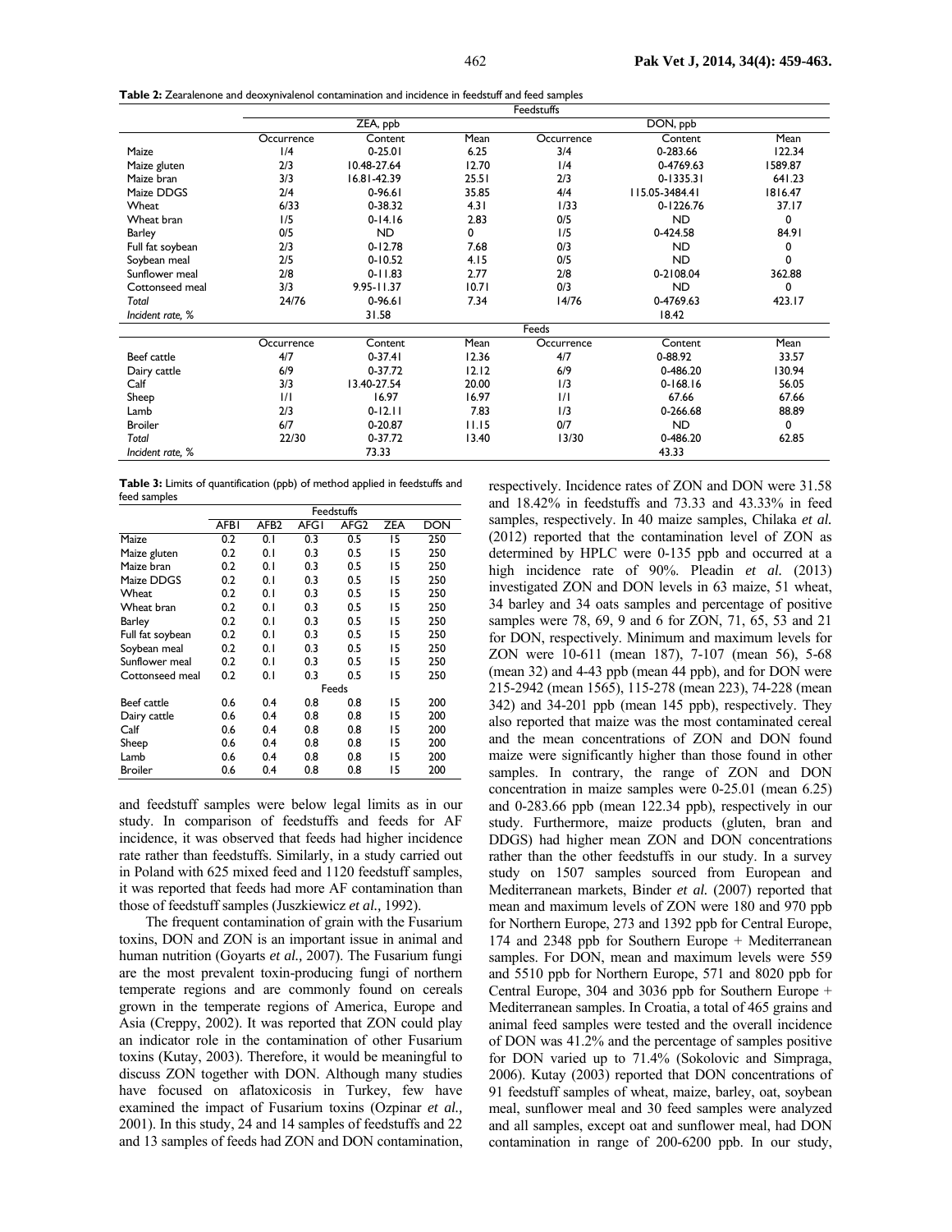**Table 2:** Zearalenone and deoxynivalenol contamination and incidence in feedstuff and feed samples

| | Feedstuffs | | | | | |
|---|---|---|---|---|---|---|
| | ZEA, ppb | | | DON, ppb | | |
| | Occurrence | Content | Mean | Occurrence | Content | Mean |
| Maize | 1/4 | 0-25.01 | 6.25 | 3/4 | 0-283.66 | 122.34 |
| Maize gluten | 2/3 | 10.48-27.64 | 12.70 | 1/4 | 0-4769.63 | 1589.87 |
| Maize bran | 3/3 | 16.81-42.39 | 25.51 | 2/3 | 0-1335.31 | 641.23 |
| Maize DDGS | 2/4 | 0-96.61 | 35.85 | 4/4 | 115.05-3484.41 | 1816.47 |
| Wheat | 6/33 | 0-38.32 | 4.31 | 1/33 | 0-1226.76 | 37.17 |
| Wheat bran | 1/5 | 0-14.16 | 2.83 | 0/5 | ND | 0 |
| Barley | 0/5 | ND | 0 | 1/5 | 0-424.58 | 84.91 |
| Full fat soybean | 2/3 | 0-12.78 | 7.68 | 0/3 | ND | 0 |
| Soybean meal | 2/5 | 0-10.52 | 4.15 | 0/5 | ND | 0 |
| Sunflower meal | 2/8 | 0-11.83 | 2.77 | 2/8 | 0-2108.04 | 362.88 |
| Cottonseed meal | 3/3 | 9.95-11.37 | 10.71 | 0/3 | ND | 0 |
| *Total* | 24/76 | 0-96.61 | 7.34 | 14/76 | 0-4769.63 | 423.17 |
| *Incident rate, %* | | 31.58 | | | 18.42 | |
| | Feeds | | | | | |
| | Occurrence | Content | Mean | Occurrence | Content | Mean |
| Beef cattle | 4/7 | 0-37.41 | 12.36 | 4/7 | 0-88.92 | 33.57 |
| Dairy cattle | 6/9 | 0-37.72 | 12.12 | 6/9 | 0-486.20 | 130.94 |
| Calf | 3/3 | 13.40-27.54 | 20.00 | 1/3 | 0-168.16 | 56.05 |
| Sheep | 1/1 | 16.97 | 16.97 | 1/1 | 67.66 | 67.66 |
| Lamb | 2/3 | 0-12.11 | 7.83 | 1/3 | 0-266.68 | 88.89 |
| Broiler | 6/7 | 0-20.87 | 11.15 | 0/7 | ND | 0 |
| *Total* | 22/30 | 0-37.72 | 13.40 | 13/30 | 0-486.20 | 62.85 |
| *Incident rate, %* | | 73.33 | | | 43.33 | |

**Table 3:** Limits of quantification (ppb) of method applied in feedstuffs and feed samples

| | Feedstuffs | | | | | |
|---|---|---|---|---|---|---|
| | AFB1 | AFB2 | AFG1 | AFG2 | ZEA | DON |
| Maize | 0.2 | 0.1 | 0.3 | 0.5 | 15 | 250 |
| Maize gluten | 0.2 | 0.1 | 0.3 | 0.5 | 15 | 250 |
| Maize bran | 0.2 | 0.1 | 0.3 | 0.5 | 15 | 250 |
| Maize DDGS | 0.2 | 0.1 | 0.3 | 0.5 | 15 | 250 |
| Wheat | 0.2 | 0.1 | 0.3 | 0.5 | 15 | 250 |
| Wheat bran | 0.2 | 0.1 | 0.3 | 0.5 | 15 | 250 |
| Barley | 0.2 | 0.1 | 0.3 | 0.5 | 15 | 250 |
| Full fat soybean | 0.2 | 0.1 | 0.3 | 0.5 | 15 | 250 |
| Soybean meal | 0.2 | 0.1 | 0.3 | 0.5 | 15 | 250 |
| Sunflower meal | 0.2 | 0.1 | 0.3 | 0.5 | 15 | 250 |
| Cottonseed meal | 0.2 | 0.1 | 0.3 | 0.5 | 15 | 250 |
| | Feeds | | | | | |
| Beef cattle | 0.6 | 0.4 | 0.8 | 0.8 | 15 | 200 |
| Dairy cattle | 0.6 | 0.4 | 0.8 | 0.8 | 15 | 200 |
| Calf | 0.6 | 0.4 | 0.8 | 0.8 | 15 | 200 |
| Sheep | 0.6 | 0.4 | 0.8 | 0.8 | 15 | 200 |
| Lamb | 0.6 | 0.4 | 0.8 | 0.8 | 15 | 200 |
| Broiler | 0.6 | 0.4 | 0.8 | 0.8 | 15 | 200 |

and feedstuff samples were below legal limits as in our study. In comparison of feedstuffs and feeds for AF incidence, it was observed that feeds had higher incidence rate rather than feedstuffs. Similarly, in a study carried out in Poland with 625 mixed feed and 1120 feedstuff samples, it was reported that feeds had more AF contamination than those of feedstuff samples (Juszkiewicz *et al.,* 1992).

The frequent contamination of grain with the Fusarium toxins, DON and ZON is an important issue in animal and human nutrition (Goyarts *et al.,* 2007). The Fusarium fungi are the most prevalent toxin-producing fungi of northern temperate regions and are commonly found on cereals grown in the temperate regions of America, Europe and Asia (Creppy, 2002). It was reported that ZON could play an indicator role in the contamination of other Fusarium toxins (Kutay, 2003). Therefore, it would be meaningful to discuss ZON together with DON. Although many studies have focused on aflatoxicosis in Turkey, few have examined the impact of Fusarium toxins (Ozpinar *et al.,* 2001). In this study, 24 and 14 samples of feedstuffs and 22 and 13 samples of feeds had ZON and DON contamination, respectively. Incidence rates of ZON and DON were 31.58 and 18.42% in feedstuffs and 73.33 and 43.33% in feed samples, respectively. In 40 maize samples, Chilaka *et al.* (2012) reported that the contamination level of ZON as determined by HPLC were 0-135 ppb and occurred at a high incidence rate of 90%. Pleadin *et al.* (2013) investigated ZON and DON levels in 63 maize, 51 wheat, 34 barley and 34 oats samples and percentage of positive samples were 78, 69, 9 and 6 for ZON, 71, 65, 53 and 21 for DON, respectively. Minimum and maximum levels for ZON were 10-611 (mean 187), 7-107 (mean 56), 5-68 (mean 32) and 4-43 ppb (mean 44 ppb), and for DON were 215-2942 (mean 1565), 115-278 (mean 223), 74-228 (mean 342) and 34-201 ppb (mean 145 ppb), respectively. They also reported that maize was the most contaminated cereal and the mean concentrations of ZON and DON found maize were significantly higher than those found in other samples. In contrary, the range of ZON and DON concentration in maize samples were 0-25.01 (mean 6.25) and 0-283.66 ppb (mean 122.34 ppb), respectively in our study. Furthermore, maize products (gluten, bran and DDGS) had higher mean ZON and DON concentrations rather than the other feedstuffs in our study. In a survey study on 1507 samples sourced from European and Mediterranean markets, Binder *et al.* (2007) reported that mean and maximum levels of ZON were 180 and 970 ppb for Northern Europe, 273 and 1392 ppb for Central Europe, 174 and 2348 ppb for Southern Europe + Mediterranean samples. For DON, mean and maximum levels were 559 and 5510 ppb for Northern Europe, 571 and 8020 ppb for Central Europe, 304 and 3036 ppb for Southern Europe + Mediterranean samples. In Croatia, a total of 465 grains and animal feed samples were tested and the overall incidence of DON was 41.2% and the percentage of samples positive for DON varied up to 71.4% (Sokolovic and Simpraga, 2006). Kutay (2003) reported that DON concentrations of 91 feedstuff samples of wheat, maize, barley, oat, soybean meal, sunflower meal and 30 feed samples were analyzed and all samples, except oat and sunflower meal, had DON contamination in range of 200-6200 ppb. In our study,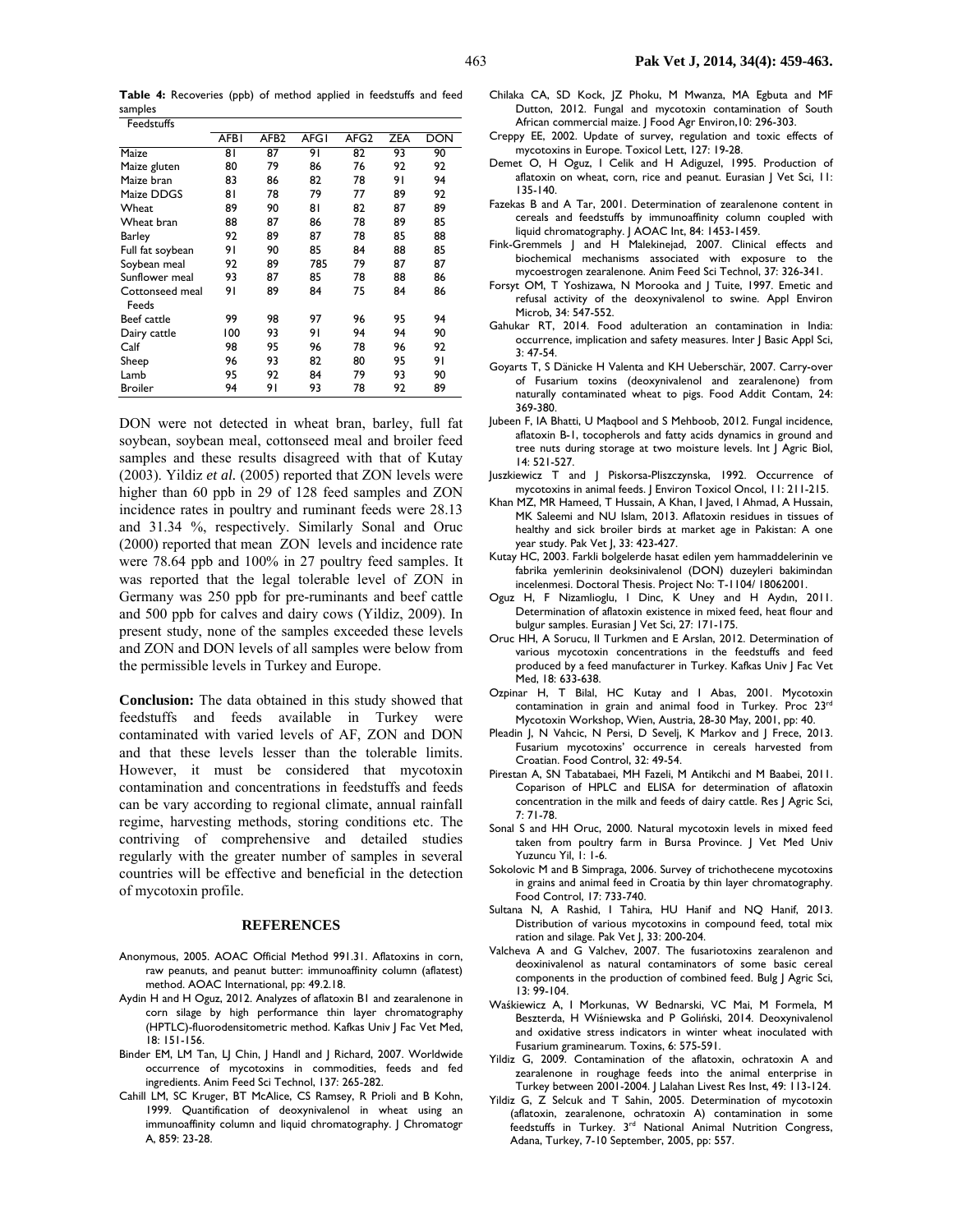**Table 4:** Recoveries (ppb) of method applied in feedstuffs and feed samples

| Feedstuffs | AFB1 | AFB2 | AFG1 | AFG2 | ZEA | DON |
|---|---|---|---|---|---|---|
| Maize | 81 | 87 | 91 | 82 | 93 | 90 |
| Maize gluten | 80 | 79 | 86 | 76 | 92 | 92 |
| Maize bran | 83 | 86 | 82 | 78 | 91 | 94 |
| Maize DDGS | 81 | 78 | 79 | 77 | 89 | 92 |
| Wheat | 89 | 90 | 81 | 82 | 87 | 89 |
| Wheat bran | 88 | 87 | 86 | 78 | 89 | 85 |
| Barley | 92 | 89 | 87 | 78 | 85 | 88 |
| Full fat soybean | 91 | 90 | 85 | 84 | 88 | 85 |
| Soybean meal | 92 | 89 | 785 | 79 | 87 | 87 |
| Sunflower meal | 93 | 87 | 85 | 78 | 88 | 86 |
| Cottonseed meal | 91 | 89 | 84 | 75 | 84 | 86 |
| Feeds | | | | | | |
| Beef cattle | 99 | 98 | 97 | 96 | 95 | 94 |
| Dairy cattle | 100 | 93 | 91 | 94 | 94 | 90 |
| Calf | 98 | 95 | 96 | 78 | 96 | 92 |
| Sheep | 96 | 93 | 82 | 80 | 95 | 91 |
| Lamb | 95 | 92 | 84 | 79 | 93 | 90 |
| Broiler | 94 | 91 | 93 | 78 | 92 | 89 |

DON were not detected in wheat bran, barley, full fat soybean, soybean meal, cottonseed meal and broiler feed samples and these results disagreed with that of Kutay (2003). Yildiz *et al.* (2005) reported that ZON levels were higher than 60 ppb in 29 of 128 feed samples and ZON incidence rates in poultry and ruminant feeds were 28.13 and 31.34 %, respectively. Similarly Sonal and Oruc (2000) reported that mean ZON levels and incidence rate were 78.64 ppb and 100% in 27 poultry feed samples. It was reported that the legal tolerable level of ZON in Germany was 250 ppb for pre-ruminants and beef cattle and 500 ppb for calves and dairy cows (Yildiz, 2009). In present study, none of the samples exceeded these levels and ZON and DON levels of all samples were below from the permissible levels in Turkey and Europe.

**Conclusion:** The data obtained in this study showed that feedstuffs and feeds available in Turkey were contaminated with varied levels of AF, ZON and DON and that these levels lesser than the tolerable limits. However, it must be considered that mycotoxin contamination and concentrations in feedstuffs and feeds can be vary according to regional climate, annual rainfall regime, harvesting methods, storing conditions etc. The contriving of comprehensive and detailed studies regularly with the greater number of samples in several countries will be effective and beneficial in the detection of mycotoxin profile.

## REFERENCES

Anonymous, 2005. AOAC Official Method 991.31. Aflatoxins in corn, raw peanuts, and peanut butter: immunoaffinity column (aflatest) method. AOAC International, pp: 49.2.18.

Aydin H and H Oguz, 2012. Analyzes of aflatoxin B1 and zearalenone in corn silage by high performance thin layer chromatography (HPTLC)-fluorodensitometric method. Kafkas Univ J Fac Vet Med, 18: 151-156.

Binder EM, LM Tan, LJ Chin, J Handl and J Richard, 2007. Worldwide occurrence of mycotoxins in commodities, feeds and fed ingredients. Anim Feed Sci Technol, 137: 265-282.

Cahill LM, SC Kruger, BT McAlice, CS Ramsey, R Prioli and B Kohn, 1999. Quantification of deoxynivalenol in wheat using an immunoaffinity column and liquid chromatography. J Chromatogr A, 859: 23-28.

Chilaka CA, SD Kock, JZ Phoku, M Mwanza, MA Egbuta and MF Dutton, 2012. Fungal and mycotoxin contamination of South African commercial maize. J Food Agr Environ,10: 296-303.

Creppy EE, 2002. Update of survey, regulation and toxic effects of mycotoxins in Europe. Toxicol Lett, 127: 19-28.

Demet O, H Oguz, I Celik and H Adiguzel, 1995. Production of aflatoxin on wheat, corn, rice and peanut. Eurasian J Vet Sci, 11: 135-140.

Fazekas B and A Tar, 2001. Determination of zearalenone content in cereals and feedstuffs by immunoaffinity column coupled with liquid chromatography. J AOAC Int, 84: 1453-1459.

Fink-Gremmels J and H Malekinejad, 2007. Clinical effects and biochemical mechanisms associated with exposure to the mycoestrogen zearalenone. Anim Feed Sci Technol, 37: 326-341.

Forsyt OM, T Yoshizawa, N Morooka and J Tuite, 1997. Emetic and refusal activity of the deoxynivalenol to swine. Appl Environ Microb, 34: 547-552.

Gahukar RT, 2014. Food adulteration an contamination in India: occurrence, implication and safety measures. Inter J Basic Appl Sci, 3: 47-54.

Goyarts T, S Dänicke H Valenta and KH Ueberschär, 2007. Carry-over of Fusarium toxins (deoxynivalenol and zearalenone) from naturally contaminated wheat to pigs. Food Addit Contam, 24: 369-380.

Jubeen F, IA Bhatti, U Maqbool and S Mehboob, 2012. Fungal incidence, aflatoxin B-1, tocopherols and fatty acids dynamics in ground and tree nuts during storage at two moisture levels. Int J Agric Biol, 14: 521-527.

Juszkiewicz T and J Piskorsa-Pliszczynska, 1992. Occurrence of mycotoxins in animal feeds. J Environ Toxicol Oncol, 11: 211-215.

Khan MZ, MR Hameed, T Hussain, A Khan, I Javed, I Ahmad, A Hussain, MK Saleemi and NU Islam, 2013. Aflatoxin residues in tissues of healthy and sick broiler birds at market age in Pakistan: A one year study. Pak Vet J, 33: 423-427.

Kutay HC, 2003. Farkli bolgelerde hasat edilen yem hammaddelerinin ve fabrika yemlerinin deoksinivalenol (DON) duzeyleri bakimindan incelenmesi. Doctoral Thesis. Project No: T-1104/ 18062001.

Oguz H, F Nizamlioglu, I Dinc, K Uney and H Aydın, 2011. Determination of aflatoxin existence in mixed feed, heat flour and bulgur samples. Eurasian J Vet Sci, 27: 171-175.

Oruc HH, A Sorucu, II Turkmen and E Arslan, 2012. Determination of various mycotoxin concentrations in the feedstuffs and feed produced by a feed manufacturer in Turkey. Kafkas Univ J Fac Vet Med, 18: 633-638.

Ozpinar H, T Bilal, HC Kutay and I Abas, 2001. Mycotoxin contamination in grain and animal food in Turkey. Proc 23rd Mycotoxin Workshop, Wien, Austria, 28-30 May, 2001, pp: 40.

Pleadin J, N Vahcic, N Persi, D Sevelj, K Markov and J Frece, 2013. Fusarium mycotoxins' occurrence in cereals harvested from Croatian. Food Control, 32: 49-54.

Pirestan A, SN Tabatabaei, MH Fazeli, M Antikchi and M Baabei, 2011. Coparison of HPLC and ELISA for determination of aflatoxin concentration in the milk and feeds of dairy cattle. Res J Agric Sci, 7: 71-78.

Sonal S and HH Oruc, 2000. Natural mycotoxin levels in mixed feed taken from poultry farm in Bursa Province. J Vet Med Univ Yuzuncu Yil, 1: 1-6.

Sokolovic M and B Simpraga, 2006. Survey of trichothecene mycotoxins in grains and animal feed in Croatia by thin layer chromatography. Food Control, 17: 733-740.

Sultana N, A Rashid, I Tahira, HU Hanif and NQ Hanif, 2013. Distribution of various mycotoxins in compound feed, total mix ration and silage. Pak Vet J, 33: 200-204.

Valcheva A and G Valchev, 2007. The fusariotoxins zearalenon and deoxinivalenol as natural contaminators of some basic cereal components in the production of combined feed. Bulg J Agric Sci, 13: 99-104.

Waśkiewicz A, I Morkunas, W Bednarski, VC Mai, M Formela, M Beszterda, H Wiśniewska and P Goliński, 2014. Deoxynivalenol and oxidative stress indicators in winter wheat inoculated with Fusarium graminearum. Toxins, 6: 575-591.

Yildiz G, 2009. Contamination of the aflatoxin, ochratoxin A and zearalenone in roughage feeds into the animal enterprise in Turkey between 2001-2004. J Lalahan Livest Res Inst, 49: 113-124.

Yildiz G, Z Selcuk and T Sahin, 2005. Determination of mycotoxin (aflatoxin, zearalenone, ochratoxin A) contamination in some feedstuffs in Turkey. 3rd National Animal Nutrition Congress, Adana, Turkey, 7-10 September, 2005, pp: 557.